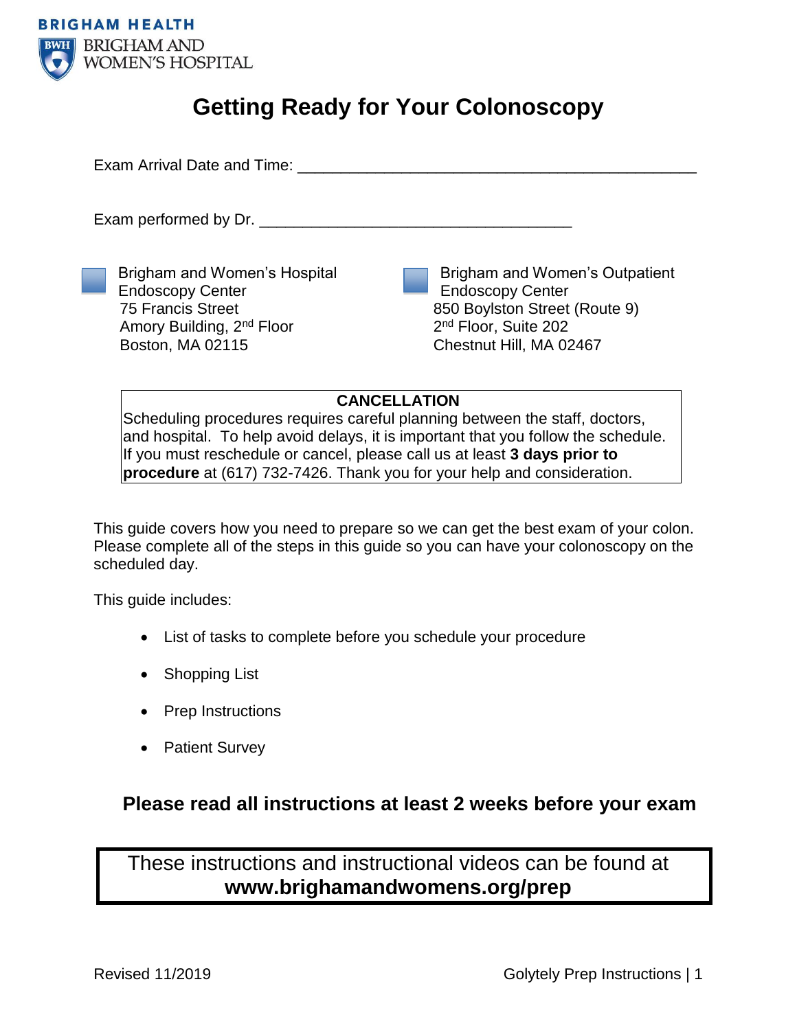BRIGHAM HEALTH

BRIGHAM AND WOMEN'S HOSPITAL

# Getting Ready for Your Colonoscopy

Exam Arrival Date and Time: _______________________________________________

Exam performed by Dr. _____________________________________

- [ ] Brigham and Women's Hospital Endoscopy Center
  75 Francis Street
  Amory Building, 2nd Floor
  Boston, MA 02115

- [ ] Brigham and Women's Outpatient Endoscopy Center
  850 Boylston Street (Route 9)
  2nd Floor, Suite 202
  Chestnut Hill, MA 02467

**CANCELLATION**

Scheduling procedures requires careful planning between the staff, doctors, and hospital. To help avoid delays, it is important that you follow the schedule. If you must reschedule or cancel, please call us at least **3 days prior to procedure** at (617) 732-7426. Thank you for your help and consideration.

This guide covers how you need to prepare so we can get the best exam of your colon. Please complete all of the steps in this guide so you can have your colonoscopy on the scheduled day.

This guide includes:

- List of tasks to complete before you schedule your procedure
- Shopping List
- Prep Instructions
- Patient Survey

## Please read all instructions at least 2 weeks before your exam

These instructions and instructional videos can be found at **www.brighamandwomens.org/prep**

Revised 11/2019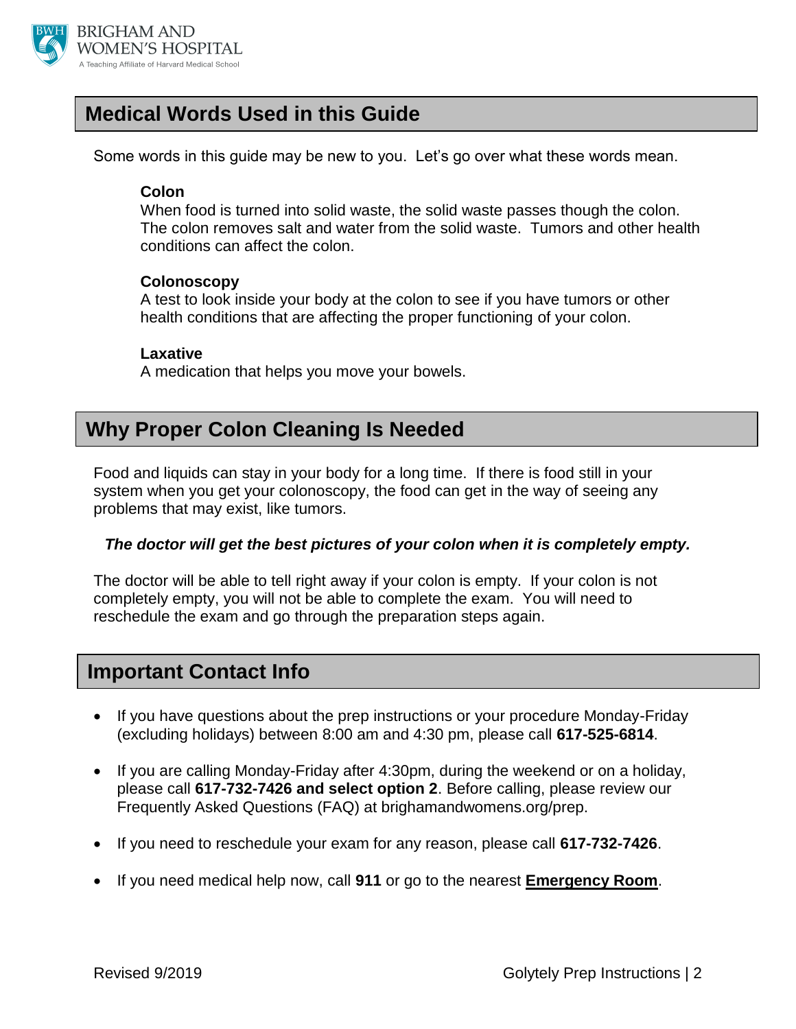## Medical Words Used in this Guide

Some words in this guide may be new to you. Let's go over what these words mean.

**Colon**
When food is turned into solid waste, the solid waste passes though the colon. The colon removes salt and water from the solid waste. Tumors and other health conditions can affect the colon.

**Colonoscopy**
A test to look inside your body at the colon to see if you have tumors or other health conditions that are affecting the proper functioning of your colon.

**Laxative**
A medication that helps you move your bowels.

## Why Proper Colon Cleaning Is Needed

Food and liquids can stay in your body for a long time. If there is food still in your system when you get your colonoscopy, the food can get in the way of seeing any problems that may exist, like tumors.

***The doctor will get the best pictures of your colon when it is completely empty.***

The doctor will be able to tell right away if your colon is empty. If your colon is not completely empty, you will not be able to complete the exam. You will need to reschedule the exam and go through the preparation steps again.

## Important Contact Info

- If you have questions about the prep instructions or your procedure Monday-Friday (excluding holidays) between 8:00 am and 4:30 pm, please call **617-525-6814**.
- If you are calling Monday-Friday after 4:30pm, during the weekend or on a holiday, please call **617-732-7426 and select option 2**. Before calling, please review our Frequently Asked Questions (FAQ) at brighamandwomens.org/prep.
- If you need to reschedule your exam for any reason, please call **617-732-7426**.
- If you need medical help now, call **911** or go to the nearest **Emergency Room**.

Revised 9/2019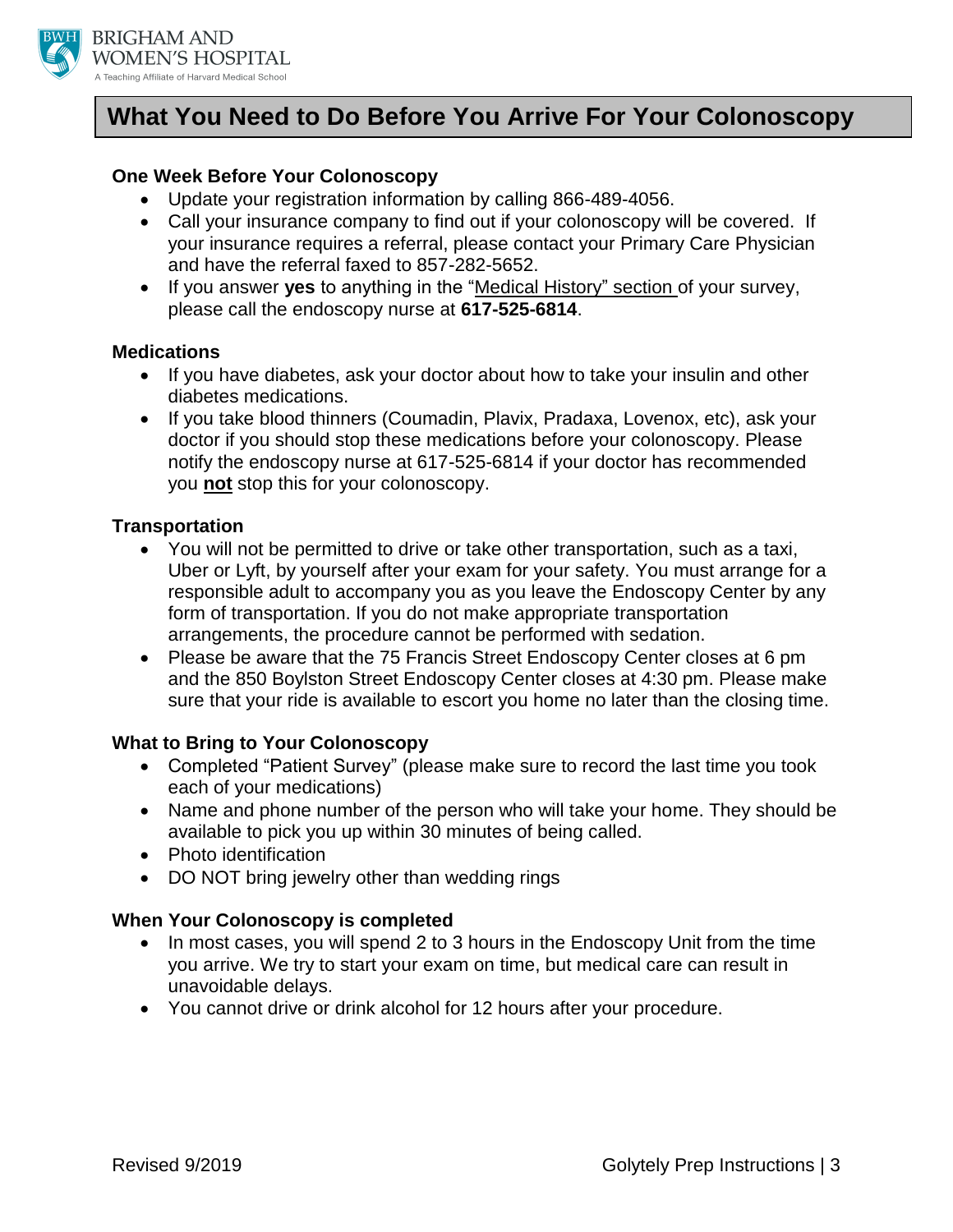# What You Need to Do Before You Arrive For Your Colonoscopy

## One Week Before Your Colonoscopy

- Update your registration information by calling 866-489-4056.
- Call your insurance company to find out if your colonoscopy will be covered. If your insurance requires a referral, please contact your Primary Care Physician and have the referral faxed to 857-282-5652.
- If you answer **yes** to anything in the "Medical History" section of your survey, please call the endoscopy nurse at **617-525-6814**.

## Medications

- If you have diabetes, ask your doctor about how to take your insulin and other diabetes medications.
- If you take blood thinners (Coumadin, Plavix, Pradaxa, Lovenox, etc), ask your doctor if you should stop these medications before your colonoscopy. Please notify the endoscopy nurse at 617-525-6814 if your doctor has recommended you **not** stop this for your colonoscopy.

## Transportation

- You will not be permitted to drive or take other transportation, such as a taxi, Uber or Lyft, by yourself after your exam for your safety. You must arrange for a responsible adult to accompany you as you leave the Endoscopy Center by any form of transportation. If you do not make appropriate transportation arrangements, the procedure cannot be performed with sedation.
- Please be aware that the 75 Francis Street Endoscopy Center closes at 6 pm and the 850 Boylston Street Endoscopy Center closes at 4:30 pm. Please make sure that your ride is available to escort you home no later than the closing time.

## What to Bring to Your Colonoscopy

- Completed "Patient Survey" (please make sure to record the last time you took each of your medications)
- Name and phone number of the person who will take your home. They should be available to pick you up within 30 minutes of being called.
- Photo identification
- DO NOT bring jewelry other than wedding rings

## When Your Colonoscopy is completed

- In most cases, you will spend 2 to 3 hours in the Endoscopy Unit from the time you arrive. We try to start your exam on time, but medical care can result in unavoidable delays.
- You cannot drive or drink alcohol for 12 hours after your procedure.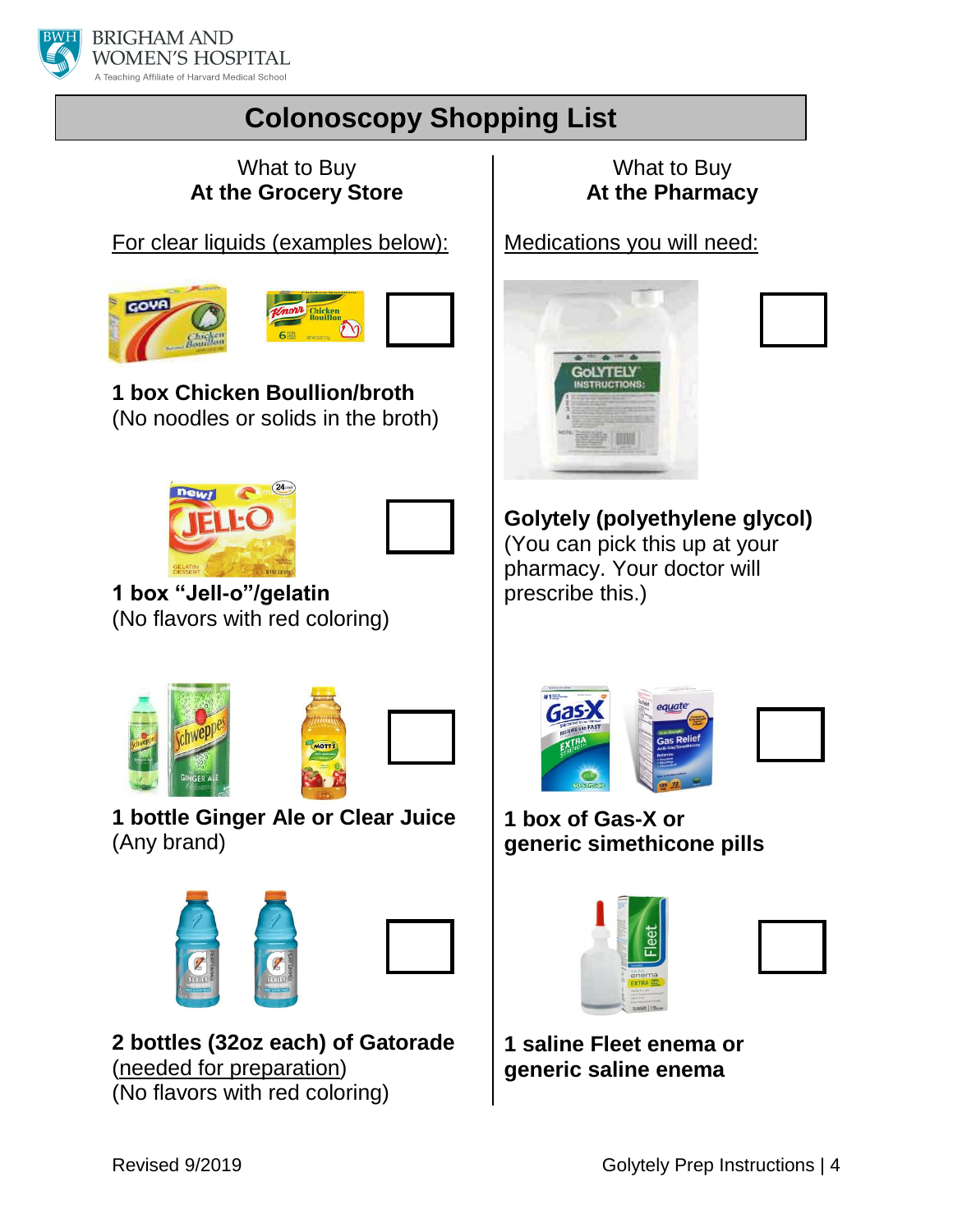# Colonoscopy Shopping List

## What to Buy At the Grocery Store

For clear liquids (examples below):

- [ ] **1 box Chicken Boullion/broth**
  (No noodles or solids in the broth)

- [ ] **1 box "Jell-o"/gelatin**
  (No flavors with red coloring)

- [ ] **1 bottle Ginger Ale or Clear Juice**
  (Any brand)

- [ ] **2 bottles (32oz each) of Gatorade**
  (needed for preparation)
  (No flavors with red coloring)

## What to Buy At the Pharmacy

Medications you will need:

- [ ] **Golytely (polyethylene glycol)**
  (You can pick this up at your pharmacy. Your doctor will prescribe this.)

- [ ] **1 box of Gas-X or generic simethicone pills**

- [ ] **1 saline Fleet enema or generic saline enema**

Revised 9/2019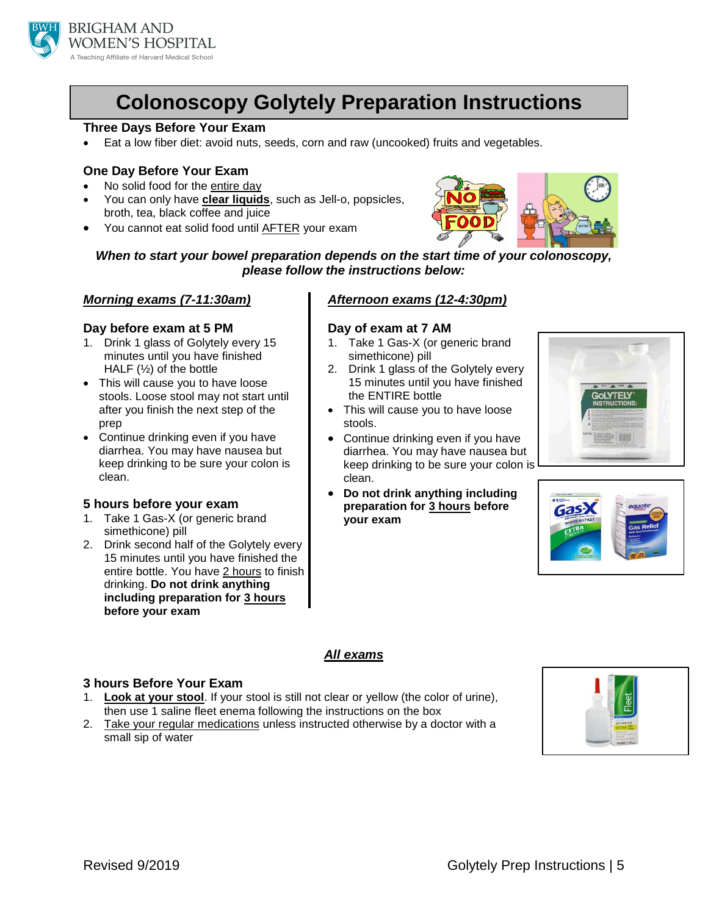# Colonoscopy Golytely Preparation Instructions

### Three Days Before Your Exam

- Eat a low fiber diet: avoid nuts, seeds, corn and raw (uncooked) fruits and vegetables.

### One Day Before Your Exam

- No solid food for the entire day
- You can only have **clear liquids**, such as Jell-o, popsicles, broth, tea, black coffee and juice
- You cannot eat solid food until AFTER your exam

***When to start your bowel preparation depends on the start time of your colonoscopy, please follow the instructions below:***

## *Morning exams (7-11:30am)*

### Day before exam at 5 PM

1. Drink 1 glass of Golytely every 15 minutes until you have finished HALF (½) of the bottle

- This will cause you to have loose stools. Loose stool may not start until after you finish the next step of the prep
- Continue drinking even if you have diarrhea. You may have nausea but keep drinking to be sure your colon is clean.

### 5 hours before your exam

1. Take 1 Gas-X (or generic brand simethicone) pill
2. Drink second half of the Golytely every 15 minutes until you have finished the entire bottle. You have 2 hours to finish drinking. **Do not drink anything including preparation for 3 hours before your exam**

## *Afternoon exams (12-4:30pm)*

### Day of exam at 7 AM

1. Take 1 Gas-X (or generic brand simethicone) pill
2. Drink 1 glass of the Golytely every 15 minutes until you have finished the ENTIRE bottle

- This will cause you to have loose stools.
- Continue drinking even if you have diarrhea. You may have nausea but keep drinking to be sure your colon is clean.
- **Do not drink anything including preparation for 3 hours before your exam**

## *All exams*

### 3 hours Before Your Exam

1. **Look at your stool**. If your stool is still not clear or yellow (the color of urine), then use 1 saline fleet enema following the instructions on the box
2. Take your regular medications unless instructed otherwise by a doctor with a small sip of water

Revised 9/2019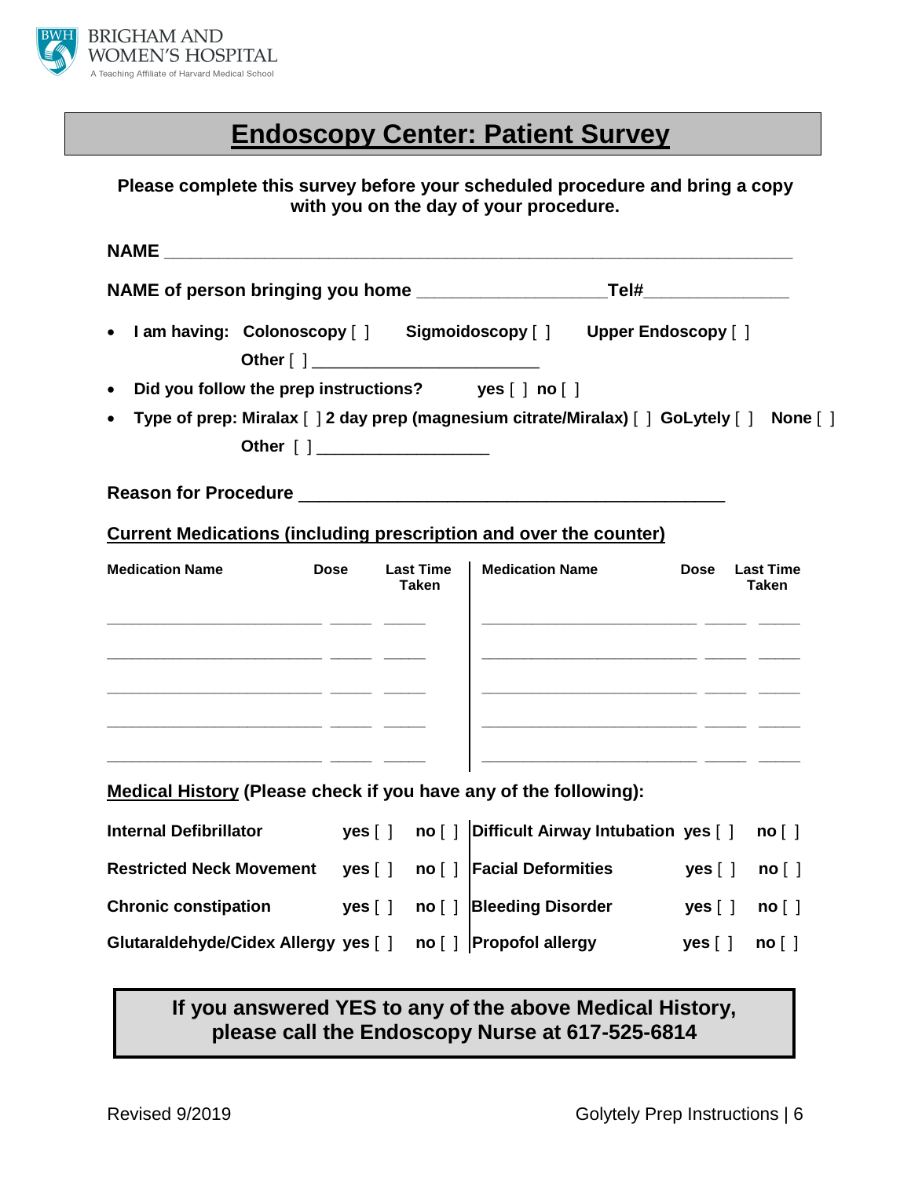BRIGHAM AND WOMEN'S HOSPITAL
A Teaching Affiliate of Harvard Medical School

# Endoscopy Center: Patient Survey

**Please complete this survey before your scheduled procedure and bring a copy with you on the day of your procedure.**

**NAME** ____________________________________________________________

**NAME of person bringing you home** __________________**Tel#**______________

- **I am having: Colonoscopy** [ ] **Sigmoidoscopy** [ ] **Upper Endoscopy** [ ]
  **Other** [ ] ________________________
- **Did you follow the prep instructions? yes** [ ] **no** [ ]
- **Type of prep: Miralax** [ ] **2 day prep (magnesium citrate/Miralax)** [ ] **GoLytely** [ ] **None** [ ]
  **Other** [ ] __________________

**Reason for Procedure** ____________________________________________

**Current Medications (including prescription and over the counter)**

| Medication Name | Dose | Last Time Taken | Medication Name | Dose | Last Time Taken |
|---|---|---|---|---|---|
| | | | | | |
| | | | | | |
| | | | | | |
| | | | | | |
| | | | | | |

**Medical History (Please check if you have any of the following):**

| | | | | | |
|---|---|---|---|---|---|
| **Internal Defibrillator** | **yes** [ ] | **no** [ ] | **Difficult Airway Intubation** | **yes** [ ] | **no** [ ] |
| **Restricted Neck Movement** | **yes** [ ] | **no** [ ] | **Facial Deformities** | **yes** [ ] | **no** [ ] |
| **Chronic constipation** | **yes** [ ] | **no** [ ] | **Bleeding Disorder** | **yes** [ ] | **no** [ ] |
| **Glutaraldehyde/Cidex Allergy** | **yes** [ ] | **no** [ ] | **Propofol allergy** | **yes** [ ] | **no** [ ] |

**If you answered YES to any of the above Medical History, please call the Endoscopy Nurse at 617-525-6814**

Revised 9/2019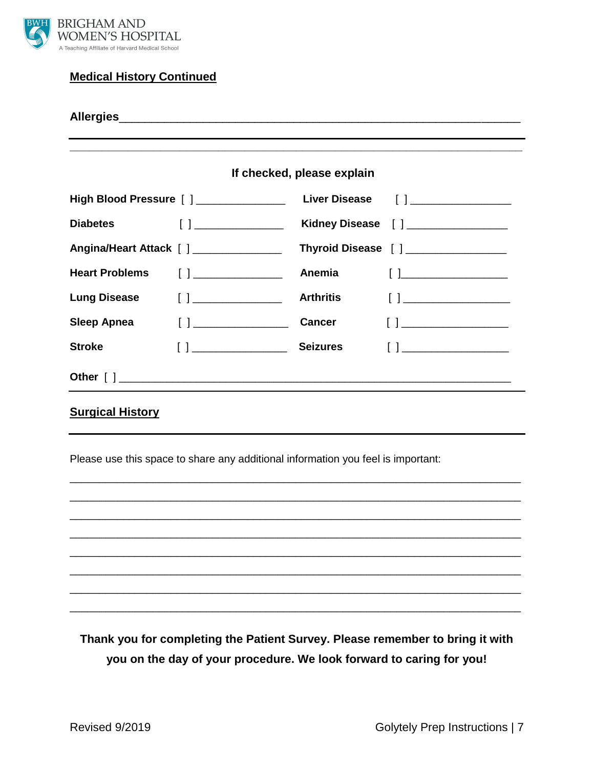BRIGHAM AND WOMEN'S HOSPITAL
A Teaching Affiliate of Harvard Medical School

## Medical History Continued

**Allergies**___________________________________________________________

___________________________________________________________________________

**If checked, please explain**

| | | | | | |
|---|---|---|---|---|---|
| **High Blood Pressure** | [ ] | _______________ | **Liver Disease** | [ ] | _________________ |
| **Diabetes** | [ ] | _______________ | **Kidney Disease** | [ ] | _________________ |
| **Angina/Heart Attack** | [ ] | _______________ | **Thyroid Disease** | [ ] | _________________ |
| **Heart Problems** | [ ] | _______________ | **Anemia** | [ ] | _________________ |
| **Lung Disease** | [ ] | _______________ | **Arthritis** | [ ] | _________________ |
| **Sleep Apnea** | [ ] | _______________ | **Cancer** | [ ] | _________________ |
| **Stroke** | [ ] | _______________ | **Seizures** | [ ] | _________________ |

**Other** [ ] _____________________________________________________________

## Surgical History

Please use this space to share any additional information you feel is important:

___________________________________________________________________________

___________________________________________________________________________

___________________________________________________________________________

___________________________________________________________________________

___________________________________________________________________________

___________________________________________________________________________

___________________________________________________________________________

___________________________________________________________________________

**Thank you for completing the Patient Survey. Please remember to bring it with you on the day of your procedure. We look forward to caring for you!**

Revised 9/2019